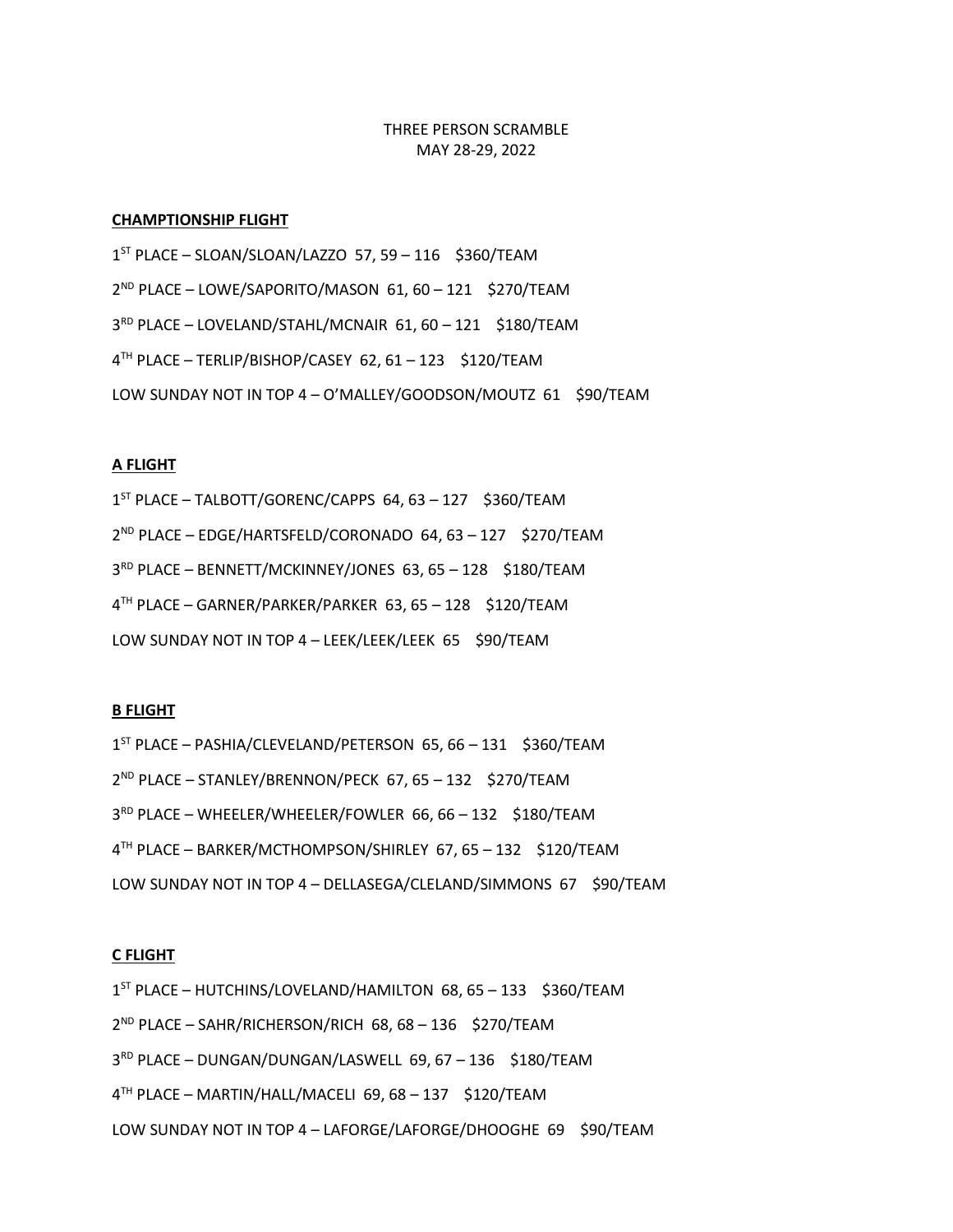THREE PERSON SCRAMBLE
MAY 28-29, 2022

**CHAMPTIONSHIP FLIGHT**

1ST PLACE – SLOAN/SLOAN/LAZZO 57, 59 – 116 $360/TEAM

2ND PLACE – LOWE/SAPORITO/MASON 61, 60 – 121 $270/TEAM

3RD PLACE – LOVELAND/STAHL/MCNAIR 61, 60 – 121 $180/TEAM

4TH PLACE – TERLIP/BISHOP/CASEY 62, 61 – 123 $120/TEAM

LOW SUNDAY NOT IN TOP 4 – O'MALLEY/GOODSON/MOUTZ 61 $90/TEAM

**A FLIGHT**

1ST PLACE – TALBOTT/GORENC/CAPPS 64, 63 – 127 $360/TEAM

2ND PLACE – EDGE/HARTSFELD/CORONADO 64, 63 – 127 $270/TEAM

3RD PLACE – BENNETT/MCKINNEY/JONES 63, 65 – 128 $180/TEAM

4TH PLACE – GARNER/PARKER/PARKER 63, 65 – 128 $120/TEAM

LOW SUNDAY NOT IN TOP 4 – LEEK/LEEK/LEEK 65 $90/TEAM

**B FLIGHT**

1ST PLACE – PASHIA/CLEVELAND/PETERSON 65, 66 – 131 $360/TEAM

2ND PLACE – STANLEY/BRENNON/PECK 67, 65 – 132 $270/TEAM

3RD PLACE – WHEELER/WHEELER/FOWLER 66, 66 – 132 $180/TEAM

4TH PLACE – BARKER/MCTHOMPSON/SHIRLEY 67, 65 – 132 $120/TEAM

LOW SUNDAY NOT IN TOP 4 – DELLASEGA/CLELAND/SIMMONS 67 $90/TEAM

**C FLIGHT**

1ST PLACE – HUTCHINS/LOVELAND/HAMILTON 68, 65 – 133 $360/TEAM

2ND PLACE – SAHR/RICHERSON/RICH 68, 68 – 136 $270/TEAM

3RD PLACE – DUNGAN/DUNGAN/LASWELL 69, 67 – 136 $180/TEAM

4TH PLACE – MARTIN/HALL/MACELI 69, 68 – 137 $120/TEAM

LOW SUNDAY NOT IN TOP 4 – LAFORGE/LAFORGE/DHOOGHE 69 $90/TEAM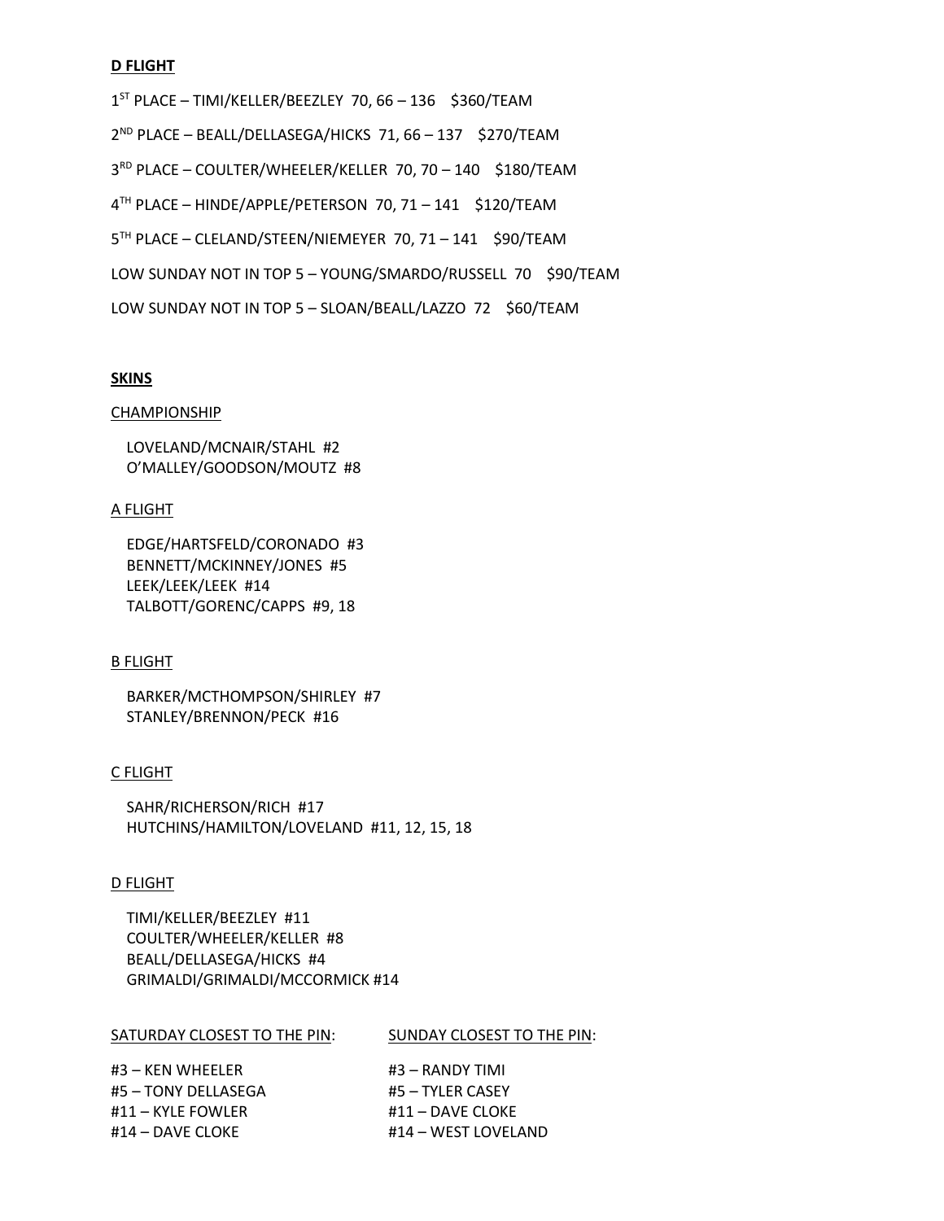**D FLIGHT**

1ST PLACE – TIMI/KELLER/BEEZLEY 70, 66 – 136 $360/TEAM

2ND PLACE – BEALL/DELLASEGA/HICKS 71, 66 – 137 $270/TEAM

3RD PLACE – COULTER/WHEELER/KELLER 70, 70 – 140 $180/TEAM

4TH PLACE – HINDE/APPLE/PETERSON 70, 71 – 141 $120/TEAM

5TH PLACE – CLELAND/STEEN/NIEMEYER 70, 71 – 141 $90/TEAM

LOW SUNDAY NOT IN TOP 5 – YOUNG/SMARDO/RUSSELL 70 $90/TEAM

LOW SUNDAY NOT IN TOP 5 – SLOAN/BEALL/LAZZO 72 $60/TEAM

**SKINS**

CHAMPIONSHIP

LOVELAND/MCNAIR/STAHL #2
O'MALLEY/GOODSON/MOUTZ #8

A FLIGHT

EDGE/HARTSFELD/CORONADO #3
BENNETT/MCKINNEY/JONES #5
LEEK/LEEK/LEEK #14
TALBOTT/GORENC/CAPPS #9, 18

B FLIGHT

BARKER/MCTHOMPSON/SHIRLEY #7
STANLEY/BRENNON/PECK #16

C FLIGHT

SAHR/RICHERSON/RICH #17
HUTCHINS/HAMILTON/LOVELAND #11, 12, 15, 18

D FLIGHT

TIMI/KELLER/BEEZLEY #11
COULTER/WHEELER/KELLER #8
BEALL/DELLASEGA/HICKS #4
GRIMALDI/GRIMALDI/MCCORMICK #14

SATURDAY CLOSEST TO THE PIN:

#3 – KEN WHEELER
#5 – TONY DELLASEGA
#11 – KYLE FOWLER
#14 – DAVE CLOKE

SUNDAY CLOSEST TO THE PIN:

#3 – RANDY TIMI
#5 – TYLER CASEY
#11 – DAVE CLOKE
#14 – WEST LOVELAND